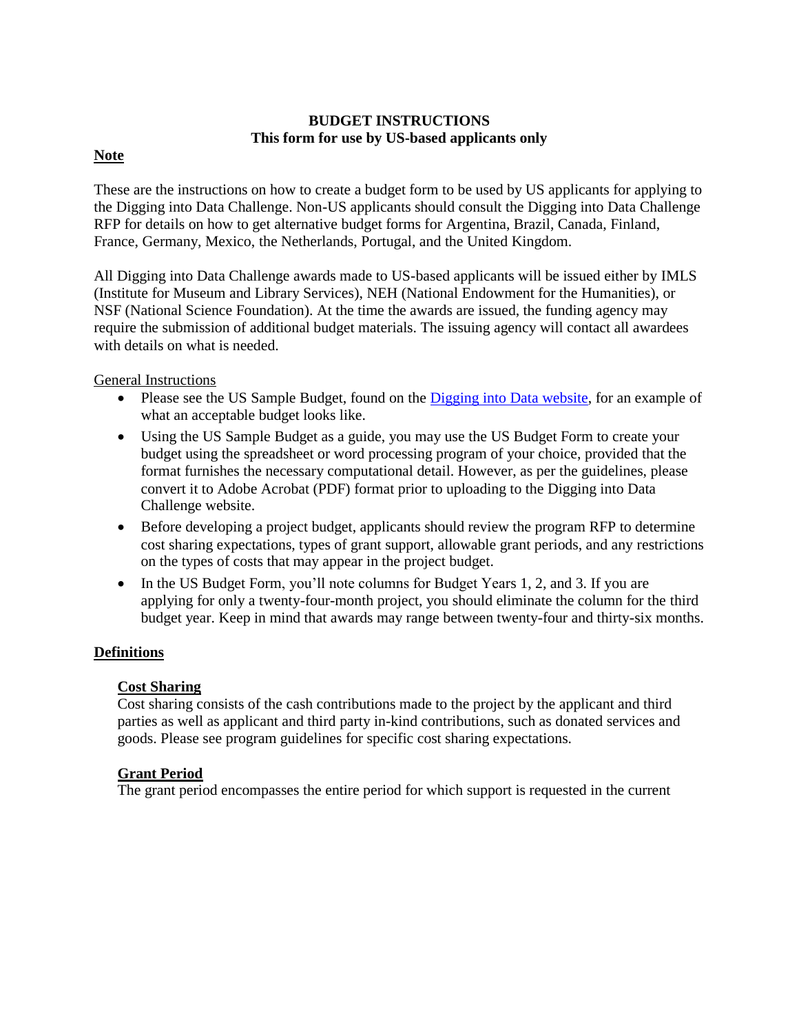**BUDGET INSTRUCTIONS**
**This form for use by US-based applicants only**

**Note**

These are the instructions on how to create a budget form to be used by US applicants for applying to the Digging into Data Challenge. Non-US applicants should consult the Digging into Data Challenge RFP for details on how to get alternative budget forms for Argentina, Brazil, Canada, Finland, France, Germany, Mexico, the Netherlands, Portugal, and the United Kingdom.

All Digging into Data Challenge awards made to US-based applicants will be issued either by IMLS (Institute for Museum and Library Services), NEH (National Endowment for the Humanities), or NSF (National Science Foundation). At the time the awards are issued, the funding agency may require the submission of additional budget materials. The issuing agency will contact all awardees with details on what is needed.

General Instructions

- Please see the US Sample Budget, found on the Digging into Data website, for an example of what an acceptable budget looks like.
- Using the US Sample Budget as a guide, you may use the US Budget Form to create your budget using the spreadsheet or word processing program of your choice, provided that the format furnishes the necessary computational detail. However, as per the guidelines, please convert it to Adobe Acrobat (PDF) format prior to uploading to the Digging into Data Challenge website.
- Before developing a project budget, applicants should review the program RFP to determine cost sharing expectations, types of grant support, allowable grant periods, and any restrictions on the types of costs that may appear in the project budget.
- In the US Budget Form, you'll note columns for Budget Years 1, 2, and 3. If you are applying for only a twenty-four-month project, you should eliminate the column for the third budget year. Keep in mind that awards may range between twenty-four and thirty-six months.

## Definitions

### Cost Sharing

Cost sharing consists of the cash contributions made to the project by the applicant and third parties as well as applicant and third party in-kind contributions, such as donated services and goods. Please see program guidelines for specific cost sharing expectations.

### Grant Period

The grant period encompasses the entire period for which support is requested in the current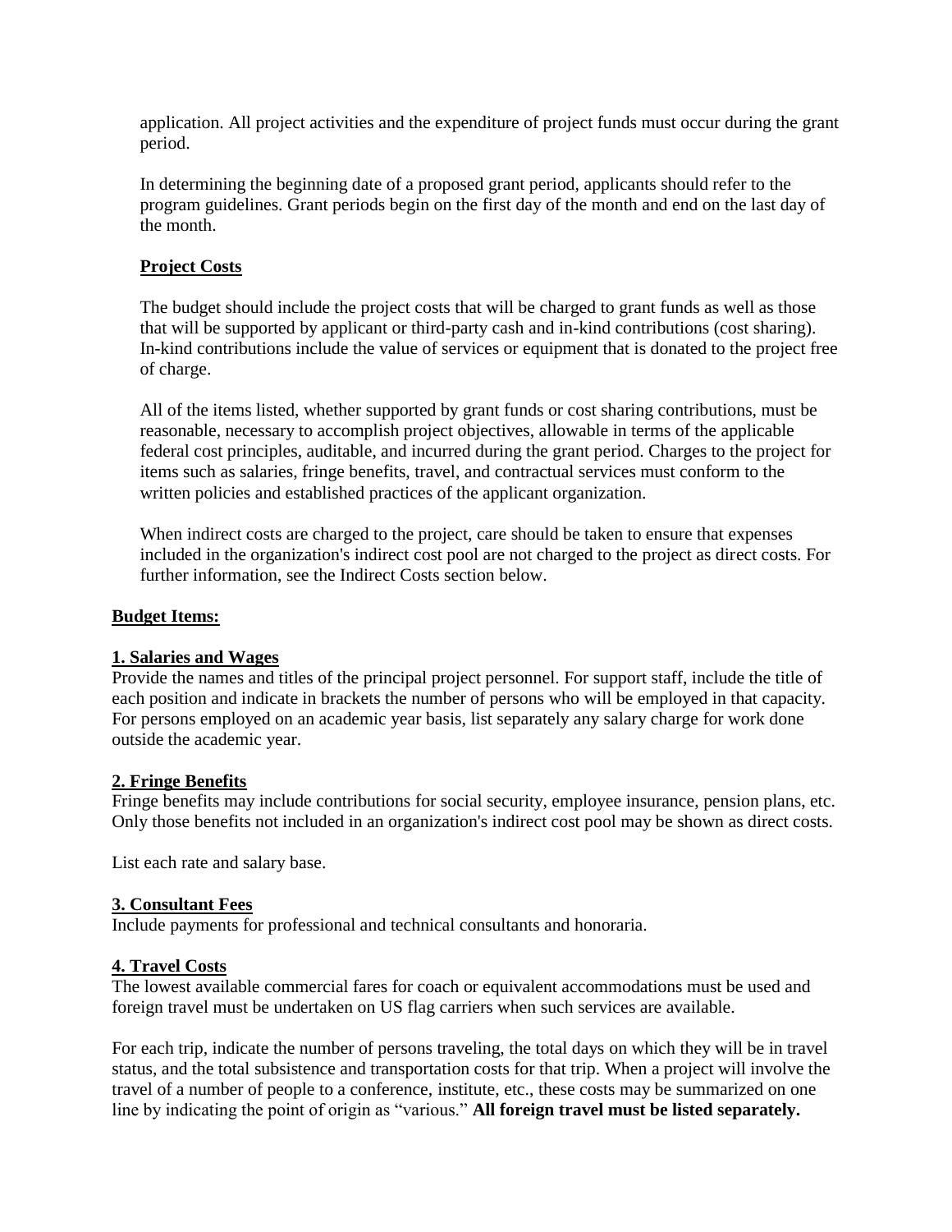application. All project activities and the expenditure of project funds must occur during the grant period.

In determining the beginning date of a proposed grant period, applicants should refer to the program guidelines. Grant periods begin on the first day of the month and end on the last day of the month.

**Project Costs**

The budget should include the project costs that will be charged to grant funds as well as those that will be supported by applicant or third-party cash and in-kind contributions (cost sharing). In-kind contributions include the value of services or equipment that is donated to the project free of charge.

All of the items listed, whether supported by grant funds or cost sharing contributions, must be reasonable, necessary to accomplish project objectives, allowable in terms of the applicable federal cost principles, auditable, and incurred during the grant period. Charges to the project for items such as salaries, fringe benefits, travel, and contractual services must conform to the written policies and established practices of the applicant organization.

When indirect costs are charged to the project, care should be taken to ensure that expenses included in the organization's indirect cost pool are not charged to the project as direct costs. For further information, see the Indirect Costs section below.

**Budget Items:**

**1. Salaries and Wages**

Provide the names and titles of the principal project personnel. For support staff, include the title of each position and indicate in brackets the number of persons who will be employed in that capacity. For persons employed on an academic year basis, list separately any salary charge for work done outside the academic year.

**2. Fringe Benefits**

Fringe benefits may include contributions for social security, employee insurance, pension plans, etc. Only those benefits not included in an organization's indirect cost pool may be shown as direct costs.

List each rate and salary base.

**3. Consultant Fees**

Include payments for professional and technical consultants and honoraria.

**4. Travel Costs**

The lowest available commercial fares for coach or equivalent accommodations must be used and foreign travel must be undertaken on US flag carriers when such services are available.

For each trip, indicate the number of persons traveling, the total days on which they will be in travel status, and the total subsistence and transportation costs for that trip. When a project will involve the travel of a number of people to a conference, institute, etc., these costs may be summarized on one line by indicating the point of origin as "various." **All foreign travel must be listed separately.**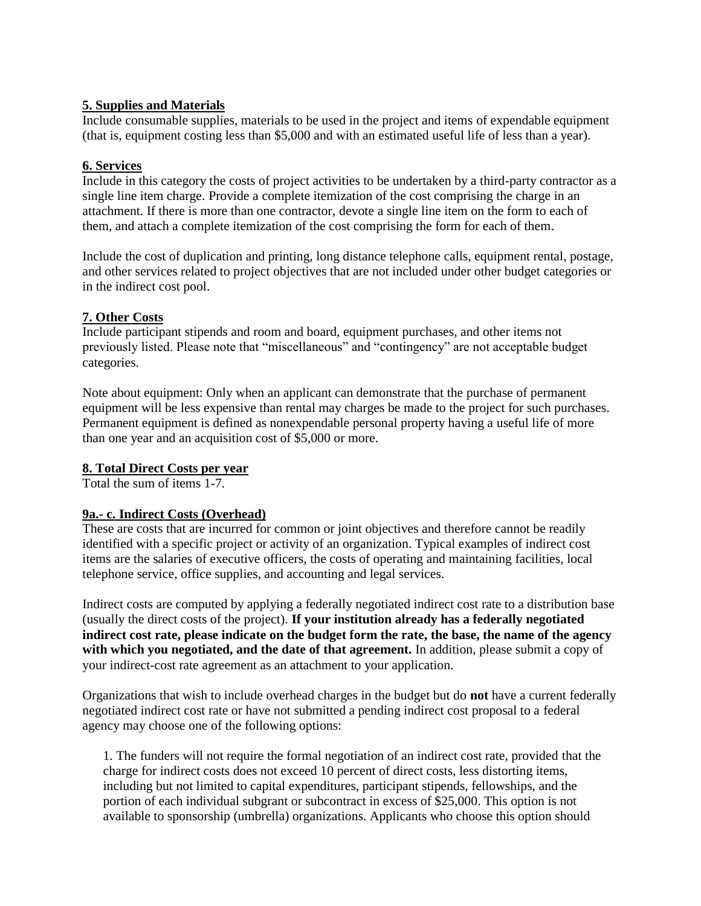**5. Supplies and Materials**

Include consumable supplies, materials to be used in the project and items of expendable equipment (that is, equipment costing less than $5,000 and with an estimated useful life of less than a year).

**6. Services**

Include in this category the costs of project activities to be undertaken by a third-party contractor as a single line item charge. Provide a complete itemization of the cost comprising the charge in an attachment. If there is more than one contractor, devote a single line item on the form to each of them, and attach a complete itemization of the cost comprising the form for each of them.

Include the cost of duplication and printing, long distance telephone calls, equipment rental, postage, and other services related to project objectives that are not included under other budget categories or in the indirect cost pool.

**7. Other Costs**

Include participant stipends and room and board, equipment purchases, and other items not previously listed. Please note that "miscellaneous" and "contingency" are not acceptable budget categories.

Note about equipment: Only when an applicant can demonstrate that the purchase of permanent equipment will be less expensive than rental may charges be made to the project for such purchases. Permanent equipment is defined as nonexpendable personal property having a useful life of more than one year and an acquisition cost of $5,000 or more.

**8. Total Direct Costs per year**

Total the sum of items 1-7.

**9a.- c. Indirect Costs (Overhead)**

These are costs that are incurred for common or joint objectives and therefore cannot be readily identified with a specific project or activity of an organization. Typical examples of indirect cost items are the salaries of executive officers, the costs of operating and maintaining facilities, local telephone service, office supplies, and accounting and legal services.

Indirect costs are computed by applying a federally negotiated indirect cost rate to a distribution base (usually the direct costs of the project). **If your institution already has a federally negotiated indirect cost rate, please indicate on the budget form the rate, the base, the name of the agency with which you negotiated, and the date of that agreement.** In addition, please submit a copy of your indirect-cost rate agreement as an attachment to your application.

Organizations that wish to include overhead charges in the budget but do **not** have a current federally negotiated indirect cost rate or have not submitted a pending indirect cost proposal to a federal agency may choose one of the following options:

1. The funders will not require the formal negotiation of an indirect cost rate, provided that the charge for indirect costs does not exceed 10 percent of direct costs, less distorting items, including but not limited to capital expenditures, participant stipends, fellowships, and the portion of each individual subgrant or subcontract in excess of $25,000. This option is not available to sponsorship (umbrella) organizations. Applicants who choose this option should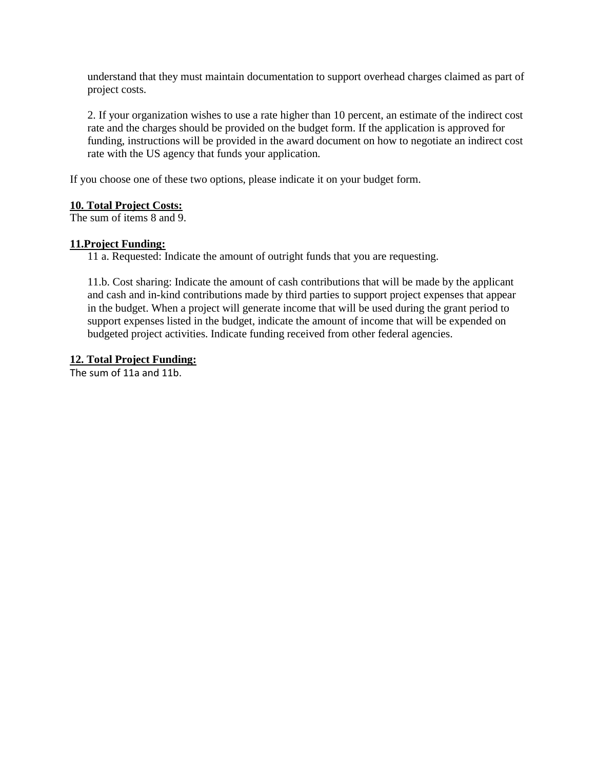understand that they must maintain documentation to support overhead charges claimed as part of project costs.

2. If your organization wishes to use a rate higher than 10 percent, an estimate of the indirect cost rate and the charges should be provided on the budget form. If the application is approved for funding, instructions will be provided in the award document on how to negotiate an indirect cost rate with the US agency that funds your application.

If you choose one of these two options, please indicate it on your budget form.

**10. Total Project Costs:**

The sum of items 8 and 9.

**11.Project Funding:**

11 a. Requested: Indicate the amount of outright funds that you are requesting.

11.b. Cost sharing: Indicate the amount of cash contributions that will be made by the applicant and cash and in-kind contributions made by third parties to support project expenses that appear in the budget. When a project will generate income that will be used during the grant period to support expenses listed in the budget, indicate the amount of income that will be expended on budgeted project activities. Indicate funding received from other federal agencies.

**12. Total Project Funding:**

The sum of 11a and 11b.